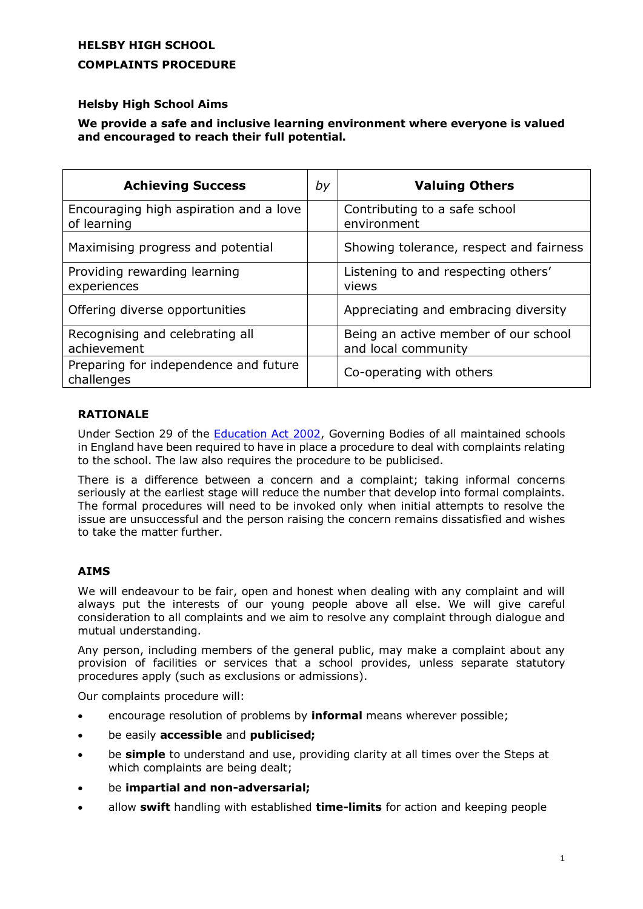# HELSBY HIGH SCHOOL

## COMPLAINTS PROCEDURE

### Helsby High School Aims

**We provide a safe and inclusive learning environment where everyone is valued and encouraged to reach their full potential.**

| Achieving Success | *by* | Valuing Others |
|---|---|---|
| Encouraging high aspiration and a love of learning | | Contributing to a safe school environment |
| Maximising progress and potential | | Showing tolerance, respect and fairness |
| Providing rewarding learning experiences | | Listening to and respecting others' views |
| Offering diverse opportunities | | Appreciating and embracing diversity |
| Recognising and celebrating all achievement | | Being an active member of our school and local community |
| Preparing for independence and future challenges | | Co-operating with others |

### RATIONALE

Under Section 29 of the Education Act 2002, Governing Bodies of all maintained schools in England have been required to have in place a procedure to deal with complaints relating to the school. The law also requires the procedure to be publicised.

There is a difference between a concern and a complaint; taking informal concerns seriously at the earliest stage will reduce the number that develop into formal complaints. The formal procedures will need to be invoked only when initial attempts to resolve the issue are unsuccessful and the person raising the concern remains dissatisfied and wishes to take the matter further.

### AIMS

We will endeavour to be fair, open and honest when dealing with any complaint and will always put the interests of our young people above all else. We will give careful consideration to all complaints and we aim to resolve any complaint through dialogue and mutual understanding.

Any person, including members of the general public, may make a complaint about any provision of facilities or services that a school provides, unless separate statutory procedures apply (such as exclusions or admissions).

Our complaints procedure will:

- encourage resolution of problems by **informal** means wherever possible;
- be easily **accessible** and **publicised;**
- be **simple** to understand and use, providing clarity at all times over the Steps at which complaints are being dealt;
- be **impartial and non-adversarial;**
- allow **swift** handling with established **time-limits** for action and keeping people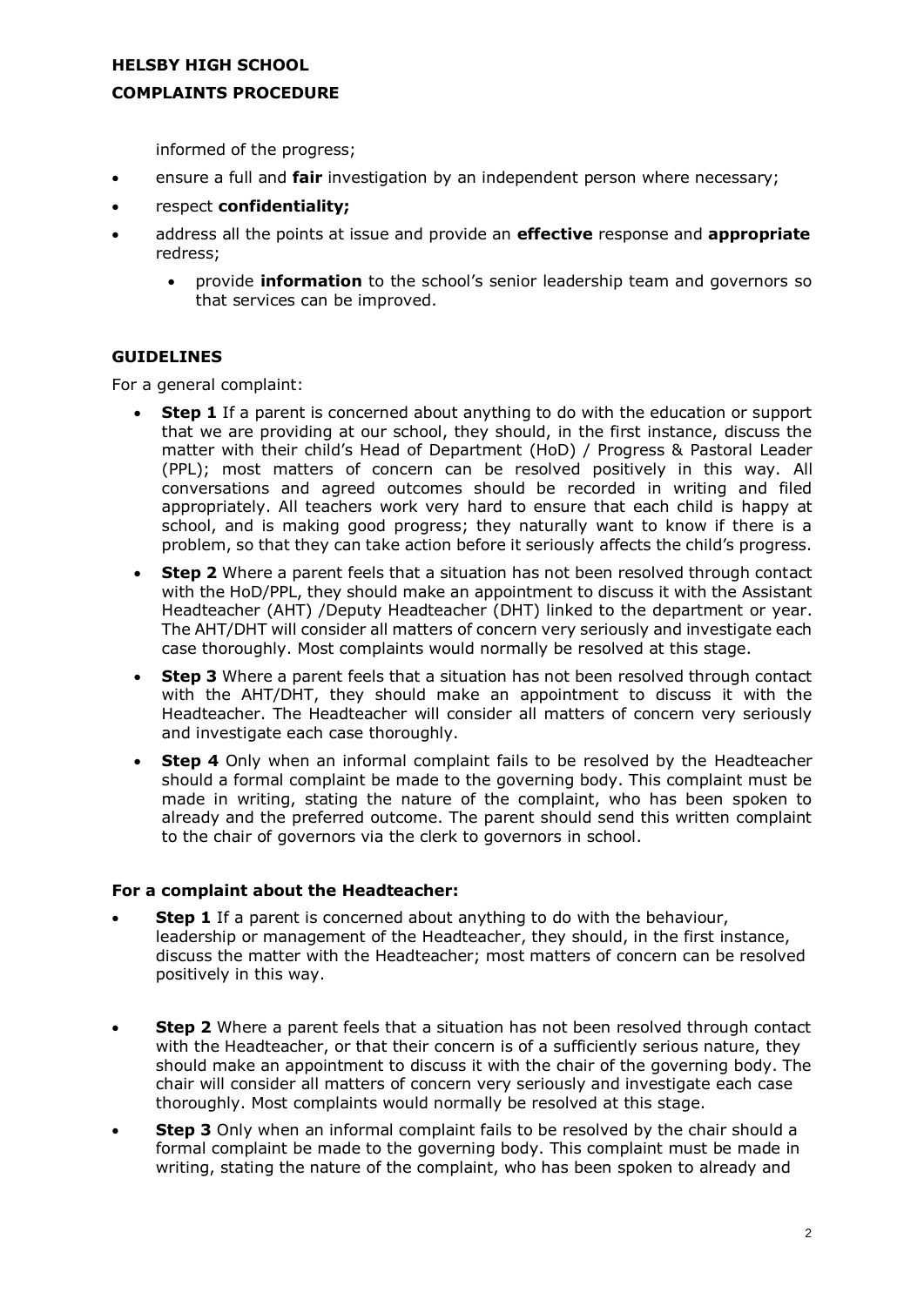informed of the progress;

- ensure a full and **fair** investigation by an independent person where necessary;
- respect **confidentiality;**
- address all the points at issue and provide an **effective** response and **appropriate** redress;
  - provide **information** to the school's senior leadership team and governors so that services can be improved.

## GUIDELINES

For a general complaint:

- **Step 1** If a parent is concerned about anything to do with the education or support that we are providing at our school, they should, in the first instance, discuss the matter with their child's Head of Department (HoD) / Progress & Pastoral Leader (PPL); most matters of concern can be resolved positively in this way. All conversations and agreed outcomes should be recorded in writing and filed appropriately. All teachers work very hard to ensure that each child is happy at school, and is making good progress; they naturally want to know if there is a problem, so that they can take action before it seriously affects the child's progress.
- **Step 2** Where a parent feels that a situation has not been resolved through contact with the HoD/PPL, they should make an appointment to discuss it with the Assistant Headteacher (AHT) /Deputy Headteacher (DHT) linked to the department or year. The AHT/DHT will consider all matters of concern very seriously and investigate each case thoroughly. Most complaints would normally be resolved at this stage.
- **Step 3** Where a parent feels that a situation has not been resolved through contact with the AHT/DHT, they should make an appointment to discuss it with the Headteacher. The Headteacher will consider all matters of concern very seriously and investigate each case thoroughly.
- **Step 4** Only when an informal complaint fails to be resolved by the Headteacher should a formal complaint be made to the governing body. This complaint must be made in writing, stating the nature of the complaint, who has been spoken to already and the preferred outcome. The parent should send this written complaint to the chair of governors via the clerk to governors in school.

### For a complaint about the Headteacher:

- **Step 1** If a parent is concerned about anything to do with the behaviour, leadership or management of the Headteacher, they should, in the first instance, discuss the matter with the Headteacher; most matters of concern can be resolved positively in this way.
- **Step 2** Where a parent feels that a situation has not been resolved through contact with the Headteacher, or that their concern is of a sufficiently serious nature, they should make an appointment to discuss it with the chair of the governing body. The chair will consider all matters of concern very seriously and investigate each case thoroughly. Most complaints would normally be resolved at this stage.
- **Step 3** Only when an informal complaint fails to be resolved by the chair should a formal complaint be made to the governing body. This complaint must be made in writing, stating the nature of the complaint, who has been spoken to already and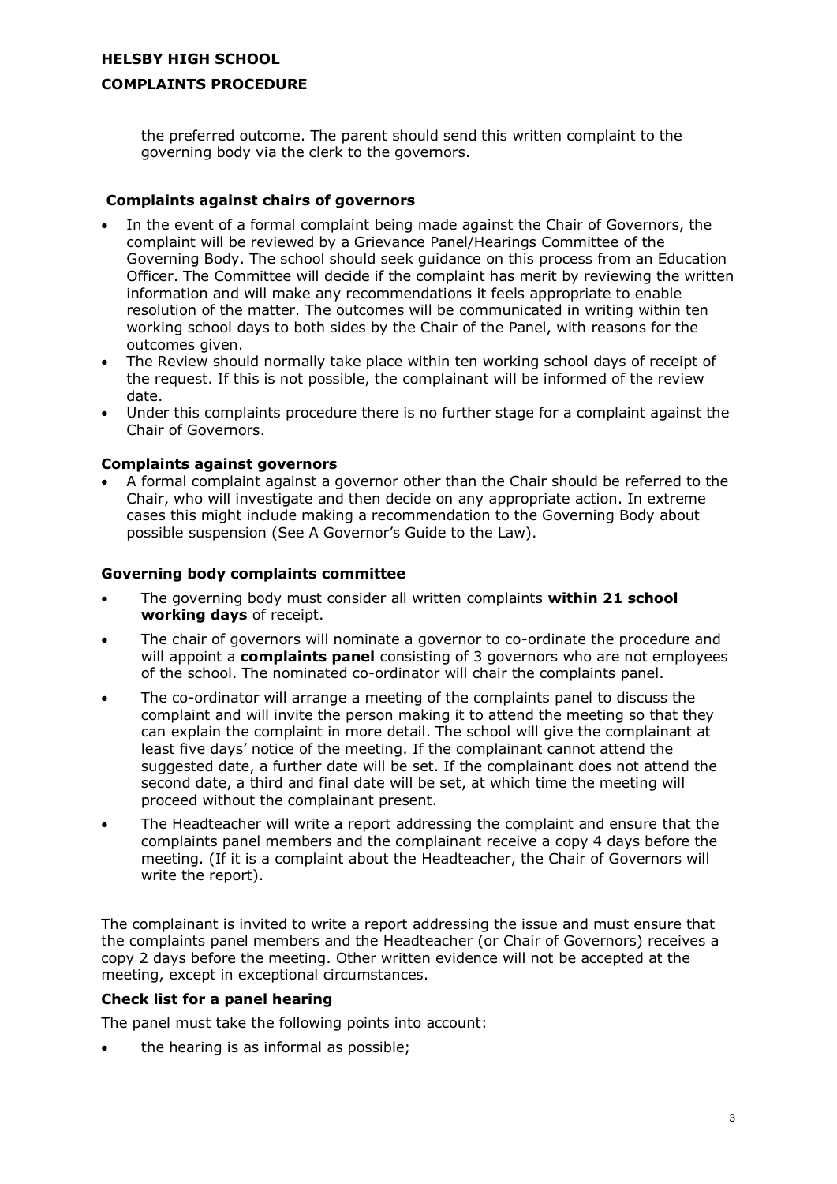the preferred outcome. The parent should send this written complaint to the governing body via the clerk to the governors.

### Complaints against chairs of governors

- In the event of a formal complaint being made against the Chair of Governors, the complaint will be reviewed by a Grievance Panel/Hearings Committee of the Governing Body. The school should seek guidance on this process from an Education Officer. The Committee will decide if the complaint has merit by reviewing the written information and will make any recommendations it feels appropriate to enable resolution of the matter. The outcomes will be communicated in writing within ten working school days to both sides by the Chair of the Panel, with reasons for the outcomes given.
- The Review should normally take place within ten working school days of receipt of the request. If this is not possible, the complainant will be informed of the review date.
- Under this complaints procedure there is no further stage for a complaint against the Chair of Governors.

### Complaints against governors

- A formal complaint against a governor other than the Chair should be referred to the Chair, who will investigate and then decide on any appropriate action. In extreme cases this might include making a recommendation to the Governing Body about possible suspension (See A Governor's Guide to the Law).

### Governing body complaints committee

- The governing body must consider all written complaints **within 21 school working days** of receipt.
- The chair of governors will nominate a governor to co-ordinate the procedure and will appoint a **complaints panel** consisting of 3 governors who are not employees of the school. The nominated co-ordinator will chair the complaints panel.
- The co-ordinator will arrange a meeting of the complaints panel to discuss the complaint and will invite the person making it to attend the meeting so that they can explain the complaint in more detail. The school will give the complainant at least five days' notice of the meeting. If the complainant cannot attend the suggested date, a further date will be set. If the complainant does not attend the second date, a third and final date will be set, at which time the meeting will proceed without the complainant present.
- The Headteacher will write a report addressing the complaint and ensure that the complaints panel members and the complainant receive a copy 4 days before the meeting. (If it is a complaint about the Headteacher, the Chair of Governors will write the report).

The complainant is invited to write a report addressing the issue and must ensure that the complaints panel members and the Headteacher (or Chair of Governors) receives a copy 2 days before the meeting. Other written evidence will not be accepted at the meeting, except in exceptional circumstances.

### Check list for a panel hearing

The panel must take the following points into account:

- the hearing is as informal as possible;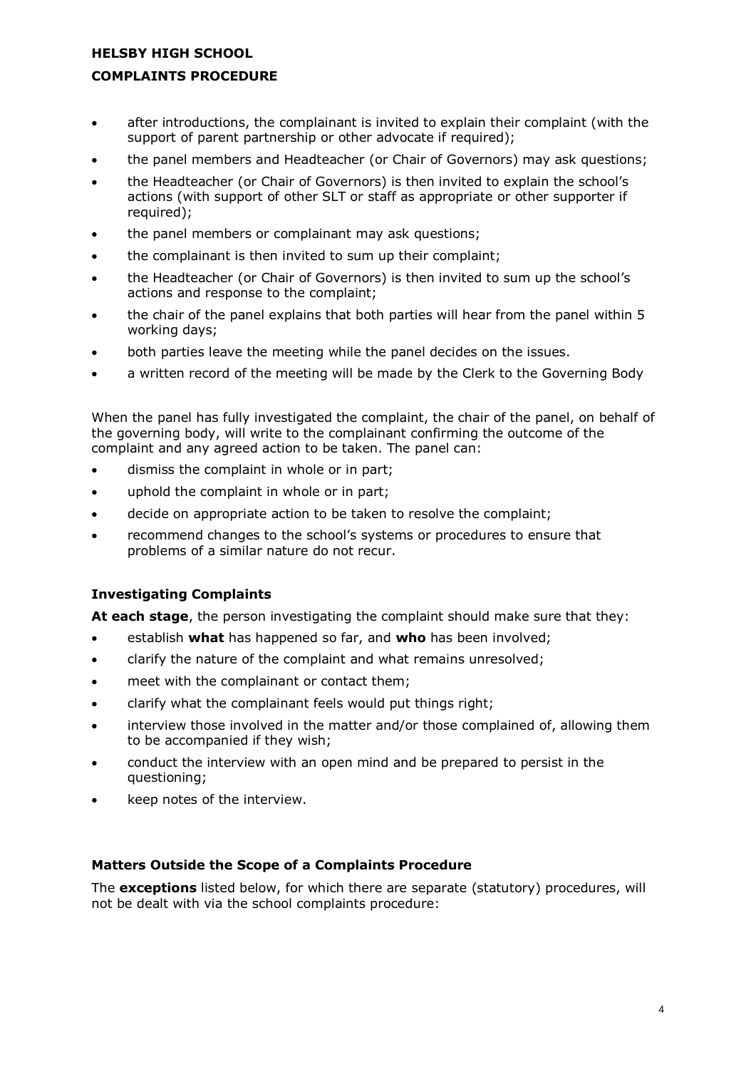- after introductions, the complainant is invited to explain their complaint (with the support of parent partnership or other advocate if required);
- the panel members and Headteacher (or Chair of Governors) may ask questions;
- the Headteacher (or Chair of Governors) is then invited to explain the school's actions (with support of other SLT or staff as appropriate or other supporter if required);
- the panel members or complainant may ask questions;
- the complainant is then invited to sum up their complaint;
- the Headteacher (or Chair of Governors) is then invited to sum up the school's actions and response to the complaint;
- the chair of the panel explains that both parties will hear from the panel within 5 working days;
- both parties leave the meeting while the panel decides on the issues.
- a written record of the meeting will be made by the Clerk to the Governing Body

When the panel has fully investigated the complaint, the chair of the panel, on behalf of the governing body, will write to the complainant confirming the outcome of the complaint and any agreed action to be taken. The panel can:

- dismiss the complaint in whole or in part;
- uphold the complaint in whole or in part;
- decide on appropriate action to be taken to resolve the complaint;
- recommend changes to the school's systems or procedures to ensure that problems of a similar nature do not recur.

### Investigating Complaints

**At each stage**, the person investigating the complaint should make sure that they:

- establish **what** has happened so far, and **who** has been involved;
- clarify the nature of the complaint and what remains unresolved;
- meet with the complainant or contact them;
- clarify what the complainant feels would put things right;
- interview those involved in the matter and/or those complained of, allowing them to be accompanied if they wish;
- conduct the interview with an open mind and be prepared to persist in the questioning;
- keep notes of the interview.

### Matters Outside the Scope of a Complaints Procedure

The **exceptions** listed below, for which there are separate (statutory) procedures, will not be dealt with via the school complaints procedure: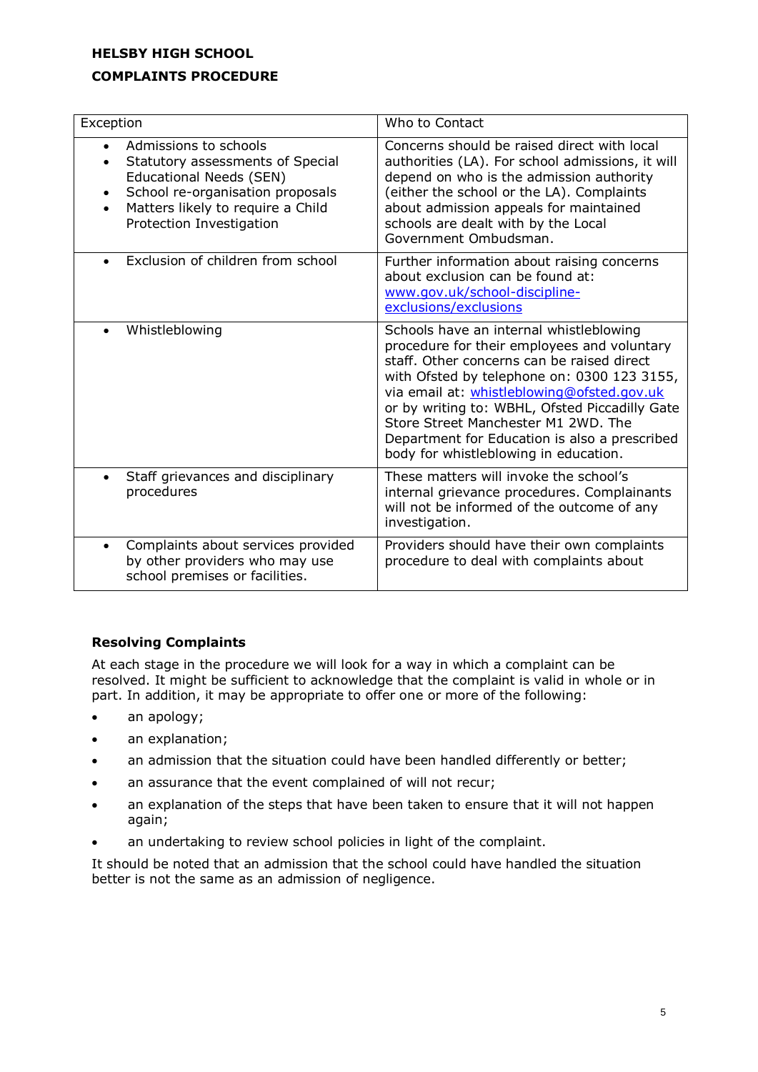| Exception | Who to Contact |
|---|---|
| • Admissions to schools<br>• Statutory assessments of Special Educational Needs (SEN)<br>• School re-organisation proposals<br>• Matters likely to require a Child Protection Investigation | Concerns should be raised direct with local authorities (LA). For school admissions, it will depend on who is the admission authority (either the school or the LA). Complaints about admission appeals for maintained schools are dealt with by the Local Government Ombudsman. |
| • Exclusion of children from school | Further information about raising concerns about exclusion can be found at: [www.gov.uk/school-discipline-exclusions/exclusions](www.gov.uk/school-discipline-exclusions/exclusions) |
| • Whistleblowing | Schools have an internal whistleblowing procedure for their employees and voluntary staff. Other concerns can be raised direct with Ofsted by telephone on: 0300 123 3155, via email at: [whistleblowing@ofsted.gov.uk](mailto:whistleblowing@ofsted.gov.uk) or by writing to: WBHL, Ofsted Piccadilly Gate Store Street Manchester M1 2WD. The Department for Education is also a prescribed body for whistleblowing in education. |
| • Staff grievances and disciplinary procedures | These matters will invoke the school's internal grievance procedures. Complainants will not be informed of the outcome of any investigation. |
| • Complaints about services provided by other providers who may use school premises or facilities. | Providers should have their own complaints procedure to deal with complaints about |

**Resolving Complaints**

At each stage in the procedure we will look for a way in which a complaint can be resolved. It might be sufficient to acknowledge that the complaint is valid in whole or in part. In addition, it may be appropriate to offer one or more of the following:

- an apology;
- an explanation;
- an admission that the situation could have been handled differently or better;
- an assurance that the event complained of will not recur;
- an explanation of the steps that have been taken to ensure that it will not happen again;
- an undertaking to review school policies in light of the complaint.

It should be noted that an admission that the school could have handled the situation better is not the same as an admission of negligence.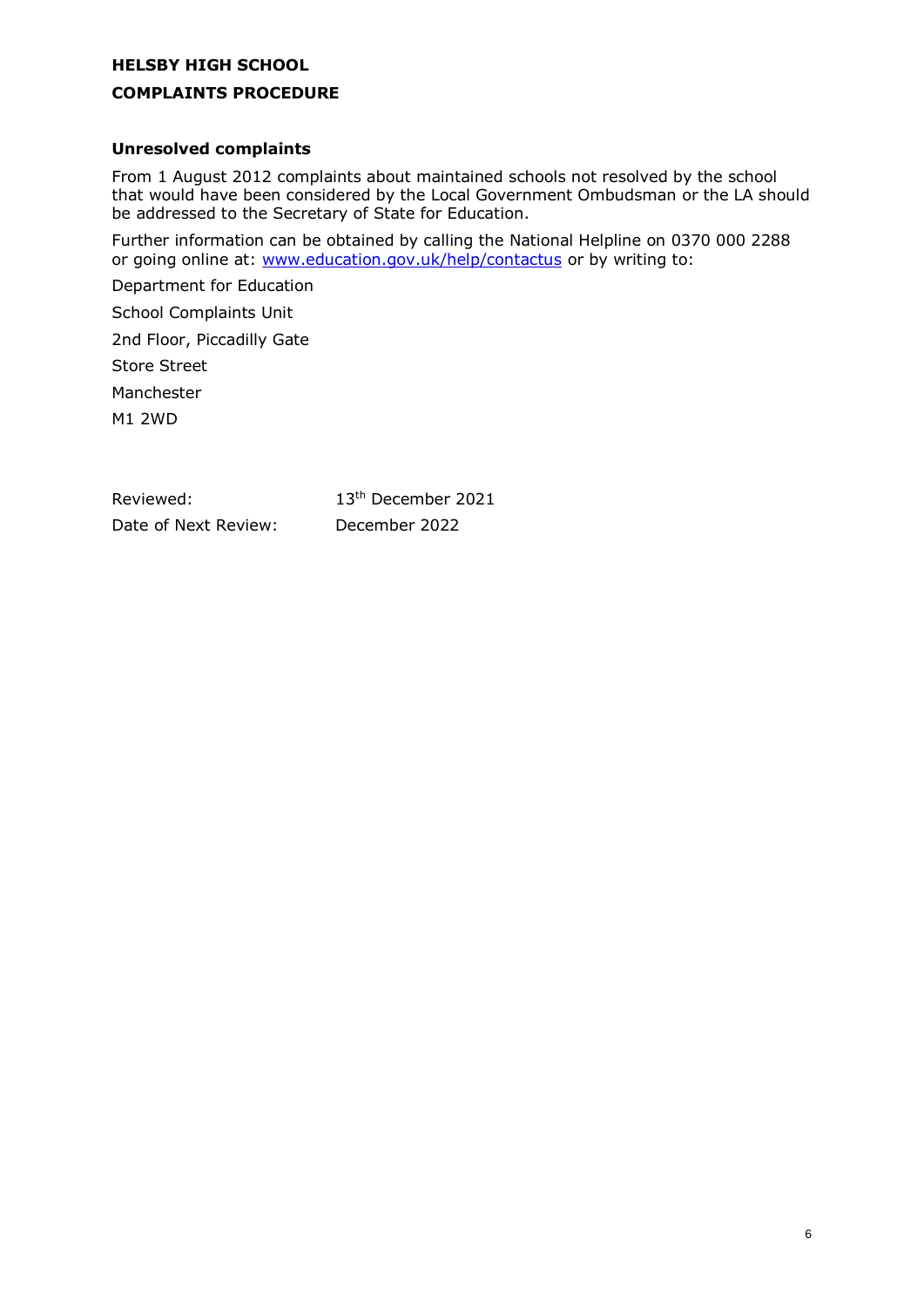## Unresolved complaints

From 1 August 2012 complaints about maintained schools not resolved by the school that would have been considered by the Local Government Ombudsman or the LA should be addressed to the Secretary of State for Education.

Further information can be obtained by calling the National Helpline on 0370 000 2288 or going online at: [www.education.gov.uk/help/contactus](www.education.gov.uk/help/contactus) or by writing to:

Department for Education

School Complaints Unit

2nd Floor, Piccadilly Gate

Store Street

Manchester

M1 2WD

| | |
|---|---|
| Reviewed: | 13th December 2021 |
| Date of Next Review: | December 2022 |